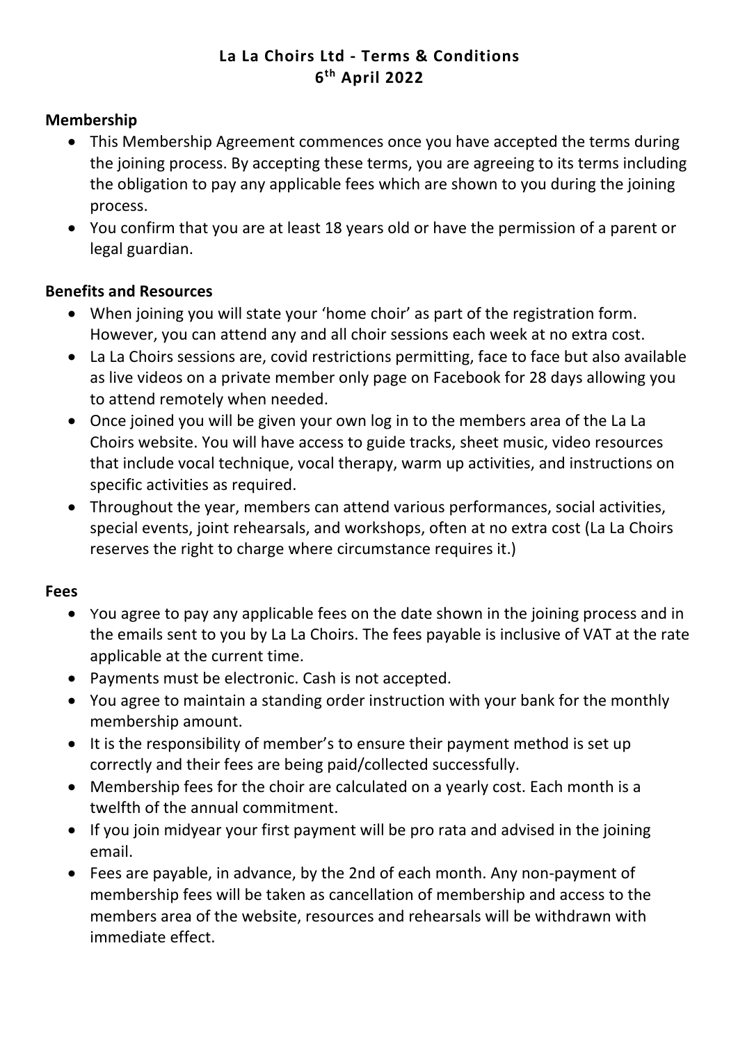# La La Choirs Ltd - Terms & Conditions
## 6th April 2022

### Membership

- This Membership Agreement commences once you have accepted the terms during the joining process. By accepting these terms, you are agreeing to its terms including the obligation to pay any applicable fees which are shown to you during the joining process.
- You confirm that you are at least 18 years old or have the permission of a parent or legal guardian.

### Benefits and Resources

- When joining you will state your 'home choir' as part of the registration form. However, you can attend any and all choir sessions each week at no extra cost.
- La La Choirs sessions are, covid restrictions permitting, face to face but also available as live videos on a private member only page on Facebook for 28 days allowing you to attend remotely when needed.
- Once joined you will be given your own log in to the members area of the La La Choirs website. You will have access to guide tracks, sheet music, video resources that include vocal technique, vocal therapy, warm up activities, and instructions on specific activities as required.
- Throughout the year, members can attend various performances, social activities, special events, joint rehearsals, and workshops, often at no extra cost (La La Choirs reserves the right to charge where circumstance requires it.)

### Fees

- You agree to pay any applicable fees on the date shown in the joining process and in the emails sent to you by La La Choirs. The fees payable is inclusive of VAT at the rate applicable at the current time.
- Payments must be electronic. Cash is not accepted.
- You agree to maintain a standing order instruction with your bank for the monthly membership amount.
- It is the responsibility of member's to ensure their payment method is set up correctly and their fees are being paid/collected successfully.
- Membership fees for the choir are calculated on a yearly cost. Each month is a twelfth of the annual commitment.
- If you join midyear your first payment will be pro rata and advised in the joining email.
- Fees are payable, in advance, by the 2nd of each month. Any non-payment of membership fees will be taken as cancellation of membership and access to the members area of the website, resources and rehearsals will be withdrawn with immediate effect.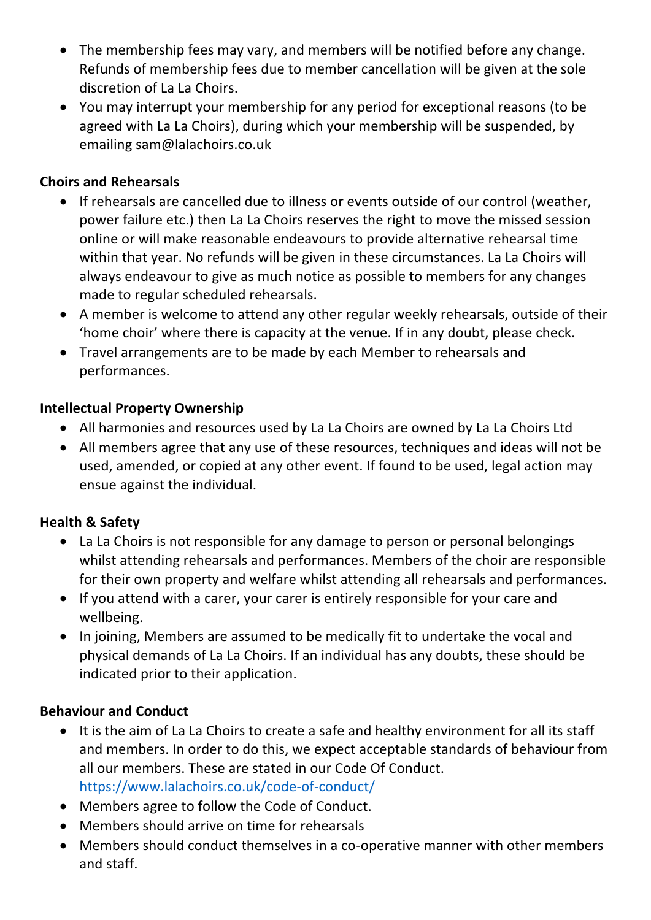- The membership fees may vary, and members will be notified before any change. Refunds of membership fees due to member cancellation will be given at the sole discretion of La La Choirs.
- You may interrupt your membership for any period for exceptional reasons (to be agreed with La La Choirs), during which your membership will be suspended, by emailing sam@lalachoirs.co.uk

**Choirs and Rehearsals**

- If rehearsals are cancelled due to illness or events outside of our control (weather, power failure etc.) then La La Choirs reserves the right to move the missed session online or will make reasonable endeavours to provide alternative rehearsal time within that year. No refunds will be given in these circumstances. La La Choirs will always endeavour to give as much notice as possible to members for any changes made to regular scheduled rehearsals.
- A member is welcome to attend any other regular weekly rehearsals, outside of their 'home choir' where there is capacity at the venue. If in any doubt, please check.
- Travel arrangements are to be made by each Member to rehearsals and performances.

**Intellectual Property Ownership**

- All harmonies and resources used by La La Choirs are owned by La La Choirs Ltd
- All members agree that any use of these resources, techniques and ideas will not be used, amended, or copied at any other event. If found to be used, legal action may ensue against the individual.

**Health & Safety**

- La La Choirs is not responsible for any damage to person or personal belongings whilst attending rehearsals and performances. Members of the choir are responsible for their own property and welfare whilst attending all rehearsals and performances.
- If you attend with a carer, your carer is entirely responsible for your care and wellbeing.
- In joining, Members are assumed to be medically fit to undertake the vocal and physical demands of La La Choirs. If an individual has any doubts, these should be indicated prior to their application.

**Behaviour and Conduct**

- It is the aim of La La Choirs to create a safe and healthy environment for all its staff and members. In order to do this, we expect acceptable standards of behaviour from all our members. These are stated in our Code Of Conduct. https://www.lalachoirs.co.uk/code-of-conduct/
- Members agree to follow the Code of Conduct.
- Members should arrive on time for rehearsals
- Members should conduct themselves in a co-operative manner with other members and staff.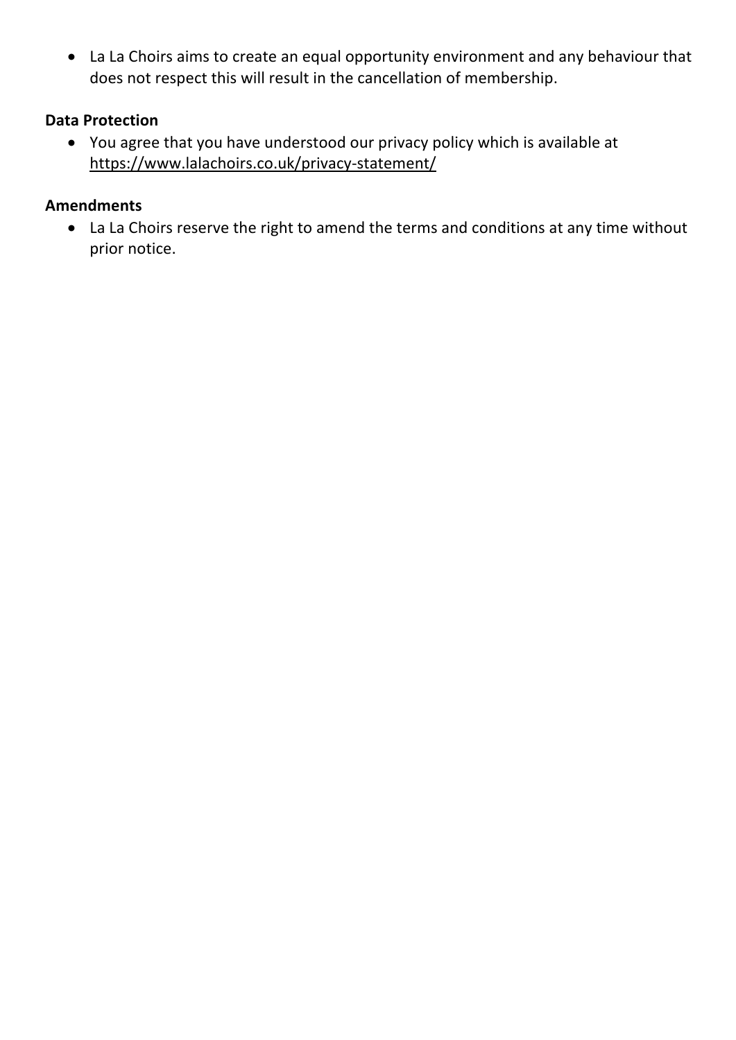- La La Choirs aims to create an equal opportunity environment and any behaviour that does not respect this will result in the cancellation of membership.

**Data Protection**

- You agree that you have understood our privacy policy which is available at https://www.lalachoirs.co.uk/privacy-statement/

**Amendments**

- La La Choirs reserve the right to amend the terms and conditions at any time without prior notice.